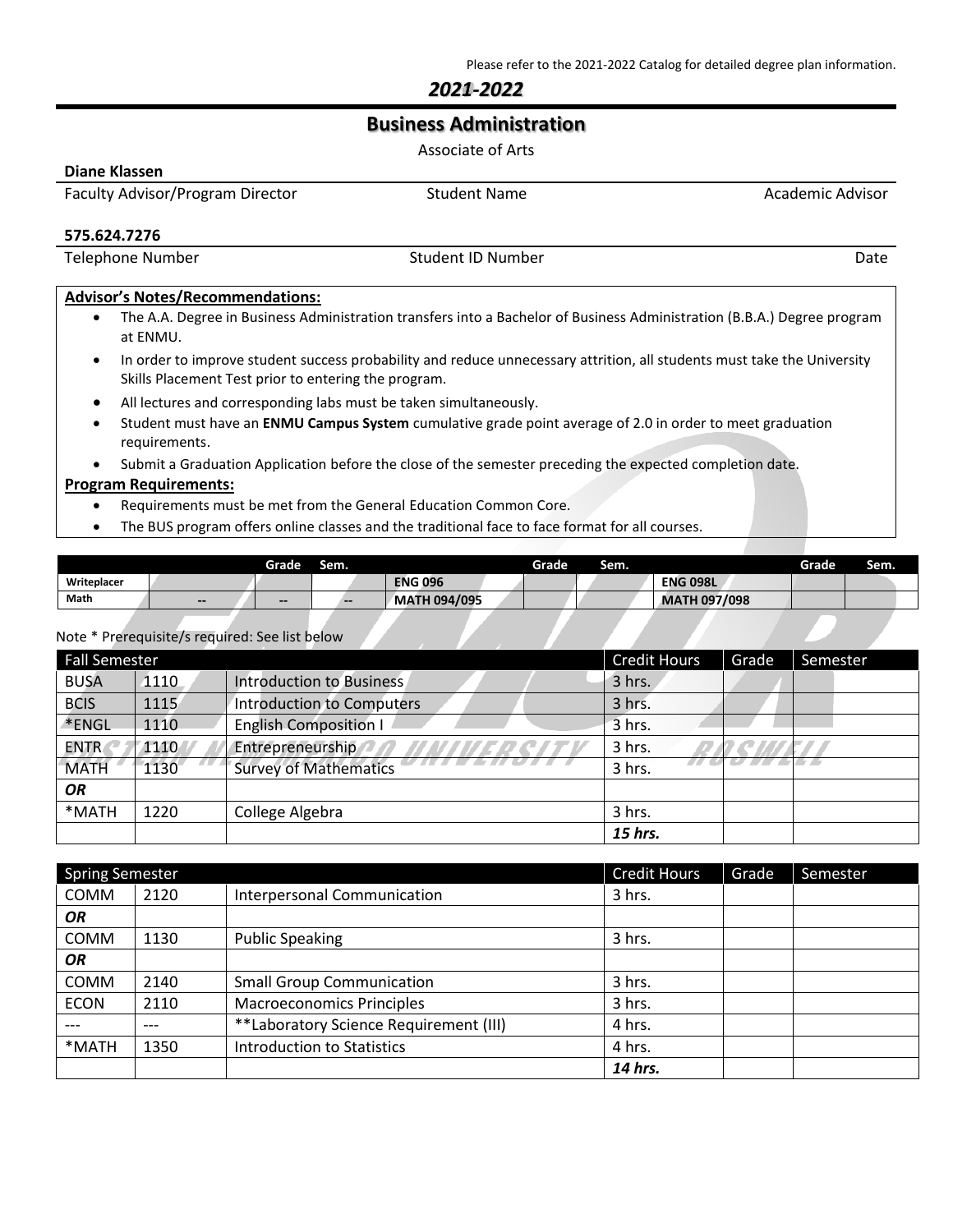Please refer to the 2021-2022 Catalog for detailed degree plan information.

***2021-2022***

# Business Administration

Associate of Arts

| **Diane Klassen** | | |
|---|---|---|
| Faculty Advisor/Program Director | Student Name | Academic Advisor |
| **575.624.7276** | | |
| Telephone Number | Student ID Number | Date |

**Advisor's Notes/Recommendations:**

- The A.A. Degree in Business Administration transfers into a Bachelor of Business Administration (B.B.A.) Degree program at ENMU.
- In order to improve student success probability and reduce unnecessary attrition, all students must take the University Skills Placement Test prior to entering the program.
- All lectures and corresponding labs must be taken simultaneously.
- Student must have an **ENMU Campus System** cumulative grade point average of 2.0 in order to meet graduation requirements.
- Submit a Graduation Application before the close of the semester preceding the expected completion date.

**Program Requirements:**

- Requirements must be met from the General Education Common Core.
- The BUS program offers online classes and the traditional face to face format for all courses.

| | | Grade | Sem. | | Grade | Sem. | | Grade | Sem. |
|---|---|---|---|---|---|---|---|---|---|
| **Writeplacer** | | | | **ENG 096** | | | **ENG 098L** | | |
| **Math** | -- | -- | -- | **MATH 094/095** | | | **MATH 097/098** | | |

Note * Prerequisite/s required: See list below

| Fall Semester | | | Credit Hours | Grade | Semester |
|---|---|---|---|---|---|
| BUSA | 1110 | Introduction to Business | 3 hrs. | | |
| BCIS | 1115 | Introduction to Computers | 3 hrs. | | |
| *ENGL | 1110 | English Composition I | 3 hrs. | | |
| ENTR | 1110 | Entrepreneurship | 3 hrs. | | |
| MATH | 1130 | Survey of Mathematics | 3 hrs. | | |
| ***OR*** | | | | | |
| *MATH | 1220 | College Algebra | 3 hrs. | | |
| | | | ***15 hrs.*** | | |

| Spring Semester | | | Credit Hours | Grade | Semester |
|---|---|---|---|---|---|
| COMM | 2120 | Interpersonal Communication | 3 hrs. | | |
| ***OR*** | | | | | |
| COMM | 1130 | Public Speaking | 3 hrs. | | |
| ***OR*** | | | | | |
| COMM | 2140 | Small Group Communication | 3 hrs. | | |
| ECON | 2110 | Macroeconomics Principles | 3 hrs. | | |
| --- | --- | **Laboratory Science Requirement (III) | 4 hrs. | | |
| *MATH | 1350 | Introduction to Statistics | 4 hrs. | | |
| | | | ***14 hrs.*** | | |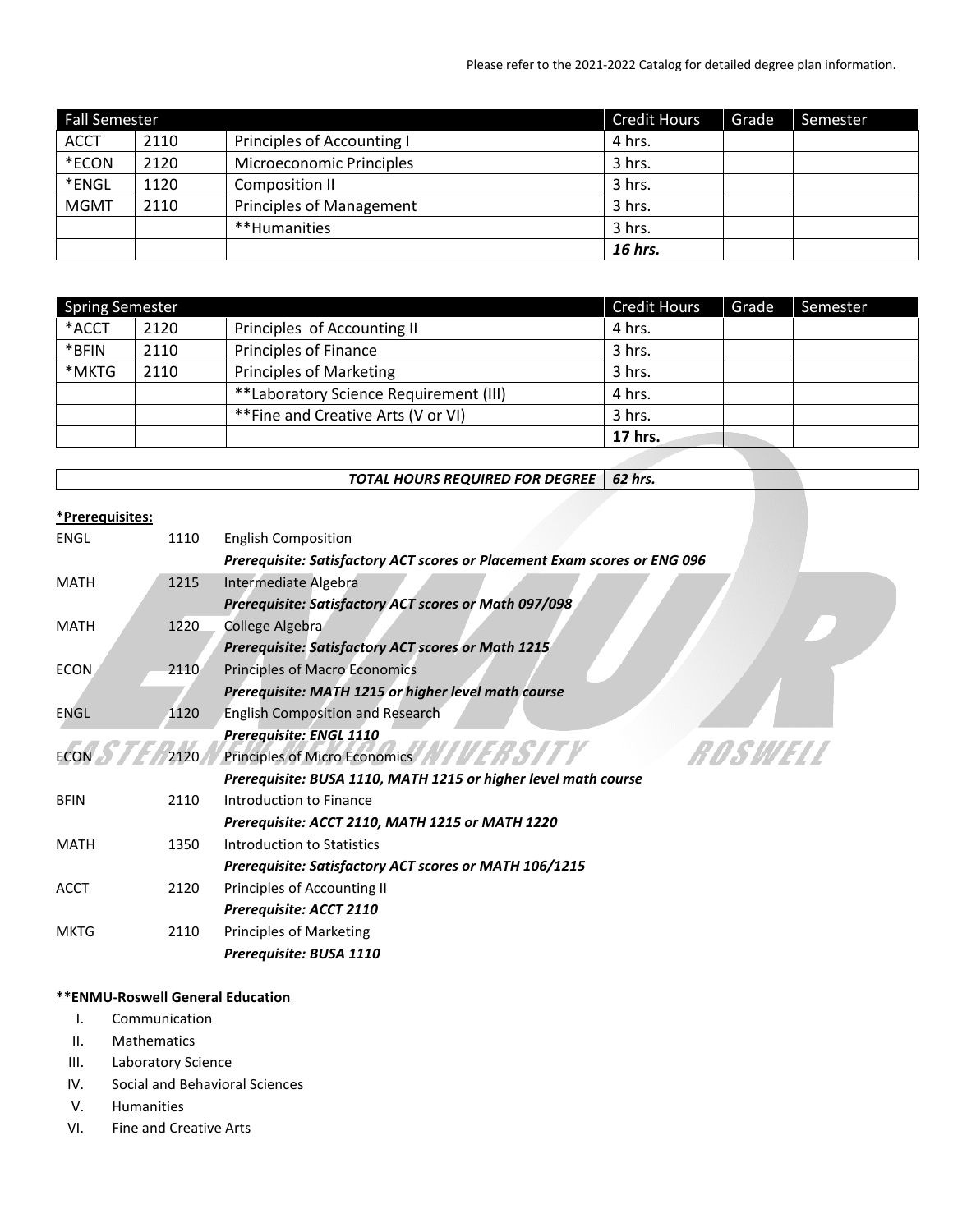Please refer to the 2021-2022 Catalog for detailed degree plan information.

| Fall Semester | | | Credit Hours | Grade | Semester |
|---|---|---|---|---|---|
| ACCT | 2110 | Principles of Accounting I | 4 hrs. | | |
| *ECON | 2120 | Microeconomic Principles | 3 hrs. | | |
| *ENGL | 1120 | Composition II | 3 hrs. | | |
| MGMT | 2110 | Principles of Management | 3 hrs. | | |
| | | **Humanities | 3 hrs. | | |
| | | | ***16 hrs.*** | | |

| Spring Semester | | | Credit Hours | Grade | Semester |
|---|---|---|---|---|---|
| *ACCT | 2120 | Principles of Accounting II | 4 hrs. | | |
| *BFIN | 2110 | Principles of Finance | 3 hrs. | | |
| *MKTG | 2110 | Principles of Marketing | 3 hrs. | | |
| | | **Laboratory Science Requirement (III) | 4 hrs. | | |
| | | **Fine and Creative Arts (V or VI) | 3 hrs. | | |
| | | | **17 hrs.** | | |

| | |
|---|---|
| ***TOTAL HOURS REQUIRED FOR DEGREE*** | ***62 hrs.*** |

**\*Prerequisites:**

| | | |
|---|---|---|
| ENGL | 1110 | English Composition<br>***Prerequisite: Satisfactory ACT scores or Placement Exam scores or ENG 096*** |
| MATH | 1215 | Intermediate Algebra<br>***Prerequisite: Satisfactory ACT scores or Math 097/098*** |
| MATH | 1220 | College Algebra<br>***Prerequisite: Satisfactory ACT scores or Math 1215*** |
| ECON | 2110 | Principles of Macro Economics<br>***Prerequisite: MATH 1215 or higher level math course*** |
| ENGL | 1120 | English Composition and Research<br>***Prerequisite: ENGL 1110*** |
| ECON | 2120 | Principles of Micro Economics<br>***Prerequisite: BUSA 1110, MATH 1215 or higher level math course*** |
| BFIN | 2110 | Introduction to Finance<br>***Prerequisite: ACCT 2110, MATH 1215 or MATH 1220*** |
| MATH | 1350 | Introduction to Statistics<br>***Prerequisite: Satisfactory ACT scores or MATH 106/1215*** |
| ACCT | 2120 | Principles of Accounting II<br>***Prerequisite: ACCT 2110*** |
| MKTG | 2110 | Principles of Marketing<br>***Prerequisite: BUSA 1110*** |

**<u>\*\*ENMU-Roswell General Education</u>**

I. Communication
II. Mathematics
III. Laboratory Science
IV. Social and Behavioral Sciences
V. Humanities
VI. Fine and Creative Arts